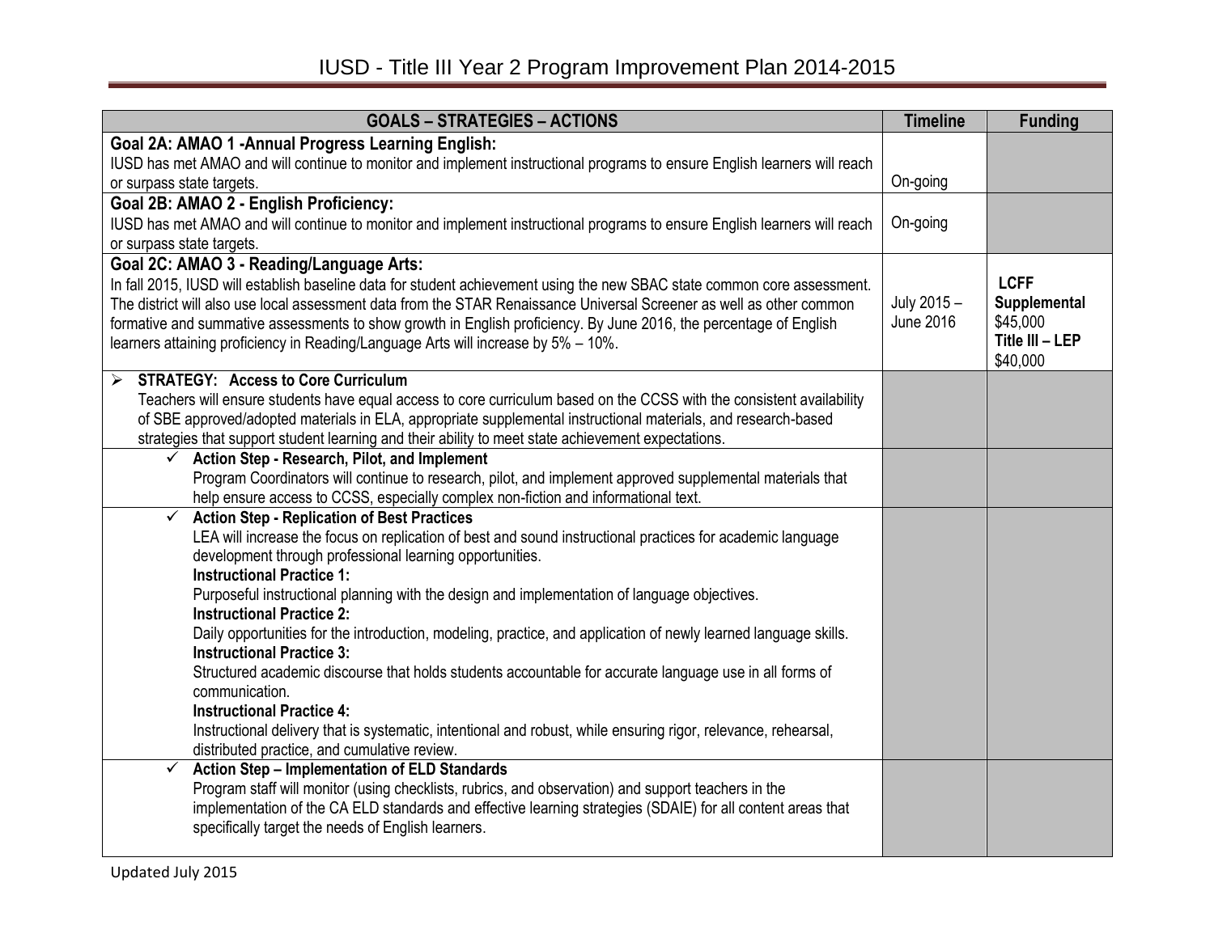# IUSD - Title III Year 2 Program Improvement Plan 2014-2015

| GOALS – STRATEGIES – ACTIONS | Timeline | Funding |
|---|---|---|
| **Goal 2A: AMAO 1 -Annual Progress Learning English:**<br>IUSD has met AMAO and will continue to monitor and implement instructional programs to ensure English learners will reach or surpass state targets. | On-going | |
| **Goal 2B: AMAO 2 - English Proficiency:**<br>IUSD has met AMAO and will continue to monitor and implement instructional programs to ensure English learners will reach or surpass state targets. | On-going | |
| **Goal 2C: AMAO 3 - Reading/Language Arts:**<br>In fall 2015, IUSD will establish baseline data for student achievement using the new SBAC state common core assessment. The district will also use local assessment data from the STAR Renaissance Universal Screener as well as other common formative and summative assessments to show growth in English proficiency. By June 2016, the percentage of English learners attaining proficiency in Reading/Language Arts will increase by 5% – 10%. | July 2015 – June 2016 | **LCFF Supplemental** $45,000<br>**Title III – LEP** $40,000 |
| ➢ **STRATEGY: Access to Core Curriculum**<br>Teachers will ensure students have equal access to core curriculum based on the CCSS with the consistent availability of SBE approved/adopted materials in ELA, appropriate supplemental instructional materials, and research-based strategies that support student learning and their ability to meet state achievement expectations. | | |
| ✓ **Action Step - Research, Pilot, and Implement**<br>Program Coordinators will continue to research, pilot, and implement approved supplemental materials that help ensure access to CCSS, especially complex non-fiction and informational text. | | |
| ✓ **Action Step - Replication of Best Practices**<br>LEA will increase the focus on replication of best and sound instructional practices for academic language development through professional learning opportunities.<br>**Instructional Practice 1:**<br>Purposeful instructional planning with the design and implementation of language objectives.<br>**Instructional Practice 2:**<br>Daily opportunities for the introduction, modeling, practice, and application of newly learned language skills.<br>**Instructional Practice 3:**<br>Structured academic discourse that holds students accountable for accurate language use in all forms of communication.<br>**Instructional Practice 4:**<br>Instructional delivery that is systematic, intentional and robust, while ensuring rigor, relevance, rehearsal, distributed practice, and cumulative review. | | |
| ✓ **Action Step – Implementation of ELD Standards**<br>Program staff will monitor (using checklists, rubrics, and observation) and support teachers in the implementation of the CA ELD standards and effective learning strategies (SDAIE) for all content areas that specifically target the needs of English learners. | | |

Updated July 2015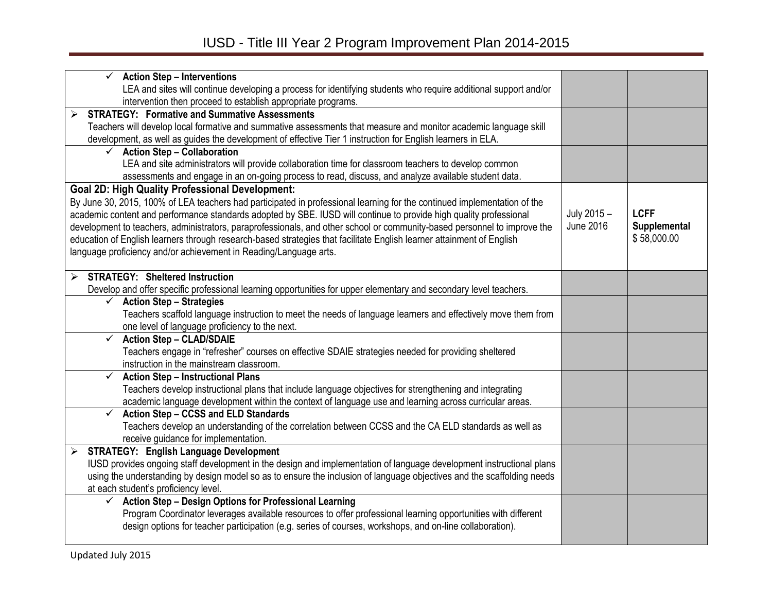| | | |
|---|---|---|
| ✓ **Action Step – Interventions**<br>LEA and sites will continue developing a process for identifying students who require additional support and/or intervention then proceed to establish appropriate programs. | | |
| ➢ **STRATEGY: Formative and Summative Assessments**<br>Teachers will develop local formative and summative assessments that measure and monitor academic language skill development, as well as guides the development of effective Tier 1 instruction for English learners in ELA. | | |
| ✓ **Action Step – Collaboration**<br>LEA and site administrators will provide collaboration time for classroom teachers to develop common assessments and engage in an on-going process to read, discuss, and analyze available student data. | | |
| **Goal 2D: High Quality Professional Development:**<br>By June 30, 2015, 100% of LEA teachers had participated in professional learning for the continued implementation of the academic content and performance standards adopted by SBE. IUSD will continue to provide high quality professional development to teachers, administrators, paraprofessionals, and other school or community-based personnel to improve the education of English learners through research-based strategies that facilitate English learner attainment of English language proficiency and/or achievement in Reading/Language arts. | July 2015 – June 2016 | **LCFF Supplemental** $ 58,000.00 |
| ➢ **STRATEGY: Sheltered Instruction**<br>Develop and offer specific professional learning opportunities for upper elementary and secondary level teachers. | | |
| ✓ **Action Step – Strategies**<br>Teachers scaffold language instruction to meet the needs of language learners and effectively move them from one level of language proficiency to the next. | | |
| ✓ **Action Step – CLAD/SDAIE**<br>Teachers engage in "refresher" courses on effective SDAIE strategies needed for providing sheltered instruction in the mainstream classroom. | | |
| ✓ **Action Step – Instructional Plans**<br>Teachers develop instructional plans that include language objectives for strengthening and integrating academic language development within the context of language use and learning across curricular areas. | | |
| ✓ **Action Step – CCSS and ELD Standards**<br>Teachers develop an understanding of the correlation between CCSS and the CA ELD standards as well as receive guidance for implementation. | | |
| ➢ **STRATEGY: English Language Development**<br>IUSD provides ongoing staff development in the design and implementation of language development instructional plans using the understanding by design model so as to ensure the inclusion of language objectives and the scaffolding needs at each student's proficiency level. | | |
| ✓ **Action Step – Design Options for Professional Learning**<br>Program Coordinator leverages available resources to offer professional learning opportunities with different design options for teacher participation (e.g. series of courses, workshops, and on-line collaboration). | | |

Updated July 2015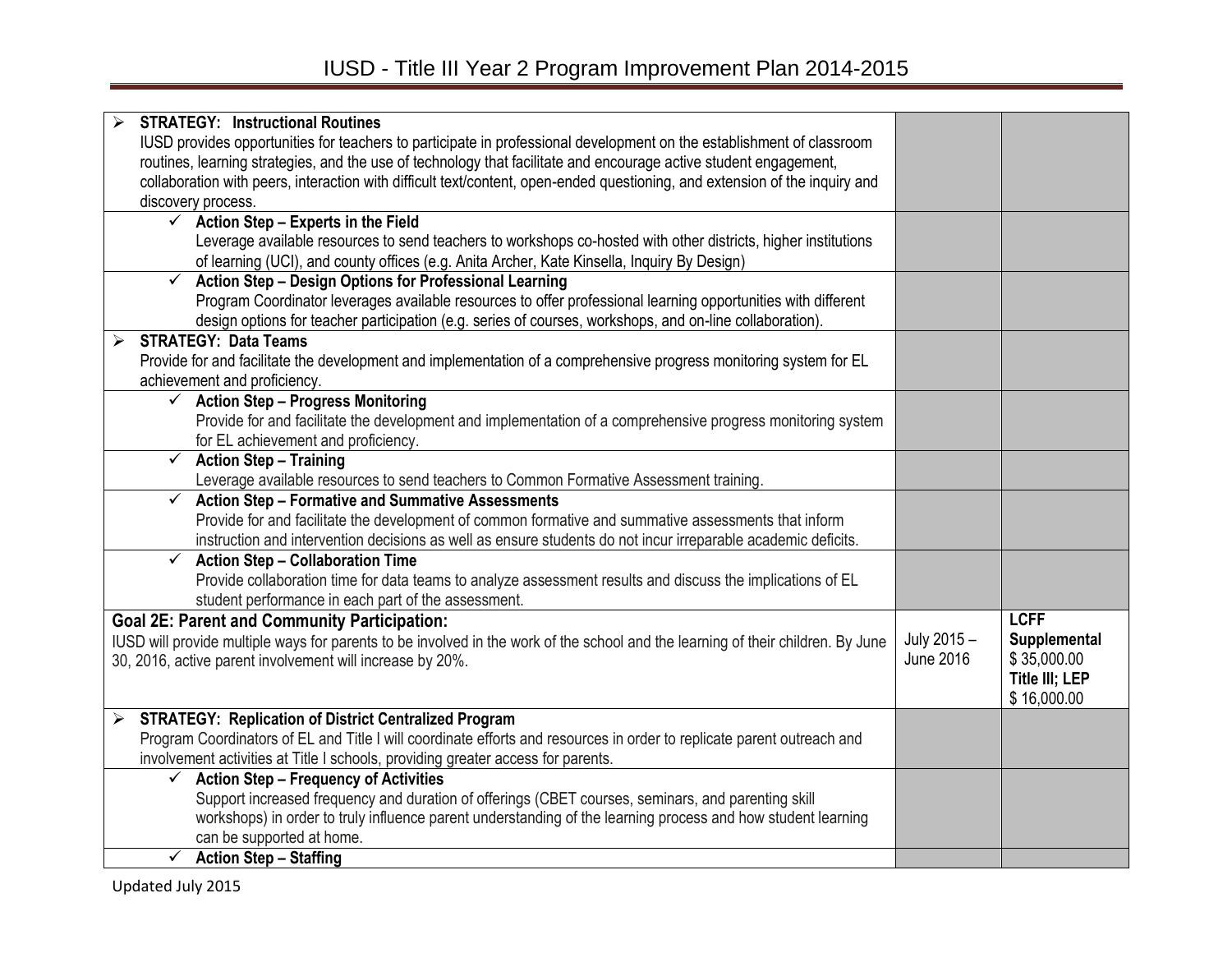| | | |
|---|---|---|
| ➢ **STRATEGY: Instructional Routines**<br>IUSD provides opportunities for teachers to participate in professional development on the establishment of classroom routines, learning strategies, and the use of technology that facilitate and encourage active student engagement, collaboration with peers, interaction with difficult text/content, open-ended questioning, and extension of the inquiry and discovery process. | | |
| ✓ **Action Step – Experts in the Field**<br>Leverage available resources to send teachers to workshops co-hosted with other districts, higher institutions of learning (UCI), and county offices (e.g. Anita Archer, Kate Kinsella, Inquiry By Design) | | |
| ✓ **Action Step – Design Options for Professional Learning**<br>Program Coordinator leverages available resources to offer professional learning opportunities with different design options for teacher participation (e.g. series of courses, workshops, and on-line collaboration). | | |
| ➢ **STRATEGY: Data Teams**<br>Provide for and facilitate the development and implementation of a comprehensive progress monitoring system for EL achievement and proficiency. | | |
| ✓ **Action Step – Progress Monitoring**<br>Provide for and facilitate the development and implementation of a comprehensive progress monitoring system for EL achievement and proficiency. | | |
| ✓ **Action Step – Training**<br>Leverage available resources to send teachers to Common Formative Assessment training. | | |
| ✓ **Action Step – Formative and Summative Assessments**<br>Provide for and facilitate the development of common formative and summative assessments that inform instruction and intervention decisions as well as ensure students do not incur irreparable academic deficits. | | |
| ✓ **Action Step – Collaboration Time**<br>Provide collaboration time for data teams to analyze assessment results and discuss the implications of EL student performance in each part of the assessment. | | |
| **Goal 2E: Parent and Community Participation:**<br>IUSD will provide multiple ways for parents to be involved in the work of the school and the learning of their children. By June 30, 2016, active parent involvement will increase by 20%. | July 2015 – June 2016 | **LCFF Supplemental**<br>$ 35,000.00<br>**Title III; LEP**<br>$ 16,000.00 |
| ➢ **STRATEGY: Replication of District Centralized Program**<br>Program Coordinators of EL and Title I will coordinate efforts and resources in order to replicate parent outreach and involvement activities at Title I schools, providing greater access for parents. | | |
| ✓ **Action Step – Frequency of Activities**<br>Support increased frequency and duration of offerings (CBET courses, seminars, and parenting skill workshops) in order to truly influence parent understanding of the learning process and how student learning can be supported at home. | | |
| ✓ **Action Step – Staffing** | | |

Updated July 2015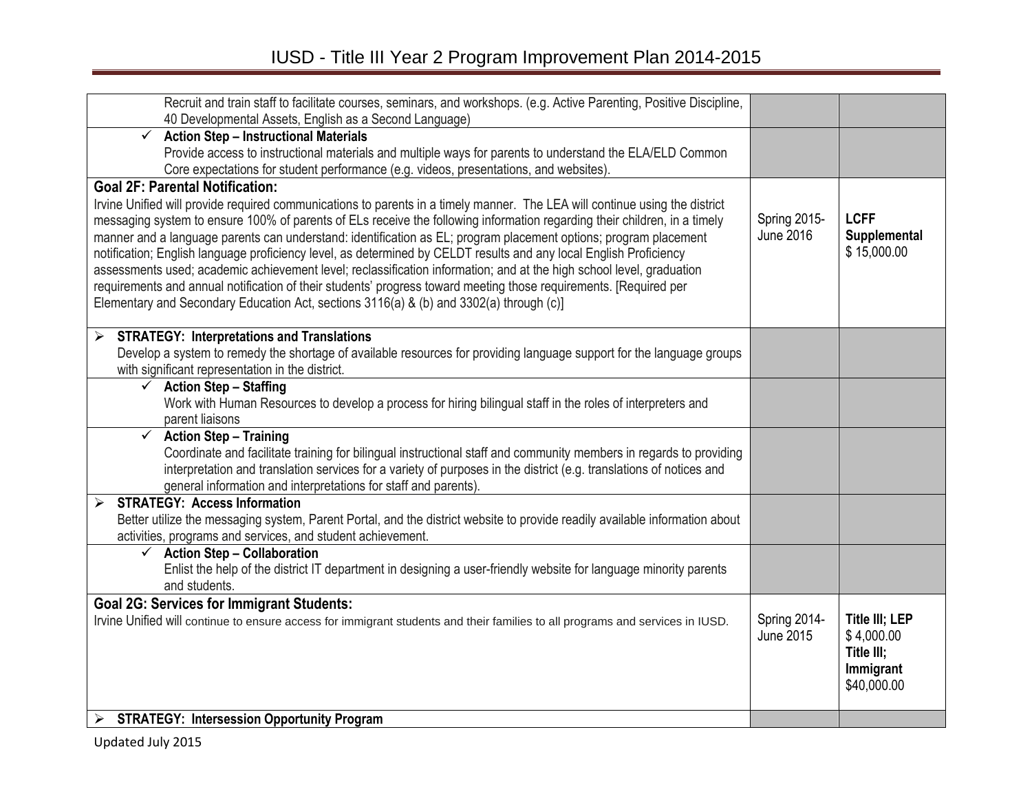| | | |
|---|---|---|
| Recruit and train staff to facilitate courses, seminars, and workshops. (e.g. Active Parenting, Positive Discipline, 40 Developmental Assets, English as a Second Language) | | |
| ✓ **Action Step – Instructional Materials** Provide access to instructional materials and multiple ways for parents to understand the ELA/ELD Common Core expectations for student performance (e.g. videos, presentations, and websites). | | |
| **Goal 2F: Parental Notification:** Irvine Unified will provide required communications to parents in a timely manner. The LEA will continue using the district messaging system to ensure 100% of parents of ELs receive the following information regarding their children, in a timely manner and a language parents can understand: identification as EL; program placement options; program placement notification; English language proficiency level, as determined by CELDT results and any local English Proficiency assessments used; academic achievement level; reclassification information; and at the high school level, graduation requirements and annual notification of their students' progress toward meeting those requirements. [Required per Elementary and Secondary Education Act, sections 3116(a) & (b) and 3302(a) through (c)] | Spring 2015-June 2016 | **LCFF Supplemental** $ 15,000.00 |
| ➢ **STRATEGY: Interpretations and Translations** Develop a system to remedy the shortage of available resources for providing language support for the language groups with significant representation in the district. | | |
| ✓ **Action Step – Staffing** Work with Human Resources to develop a process for hiring bilingual staff in the roles of interpreters and parent liaisons | | |
| ✓ **Action Step – Training** Coordinate and facilitate training for bilingual instructional staff and community members in regards to providing interpretation and translation services for a variety of purposes in the district (e.g. translations of notices and general information and interpretations for staff and parents). | | |
| ➢ **STRATEGY: Access Information** Better utilize the messaging system, Parent Portal, and the district website to provide readily available information about activities, programs and services, and student achievement. | | |
| ✓ **Action Step – Collaboration** Enlist the help of the district IT department in designing a user-friendly website for language minority parents and students. | | |
| **Goal 2G: Services for Immigrant Students:** Irvine Unified will continue to ensure access for immigrant students and their families to all programs and services in IUSD. | Spring 2014-June 2015 | **Title III; LEP** $ 4,000.00 **Title III; Immigrant** $40,000.00 |
| ➢ **STRATEGY: Intersession Opportunity Program** | | |

Updated July 2015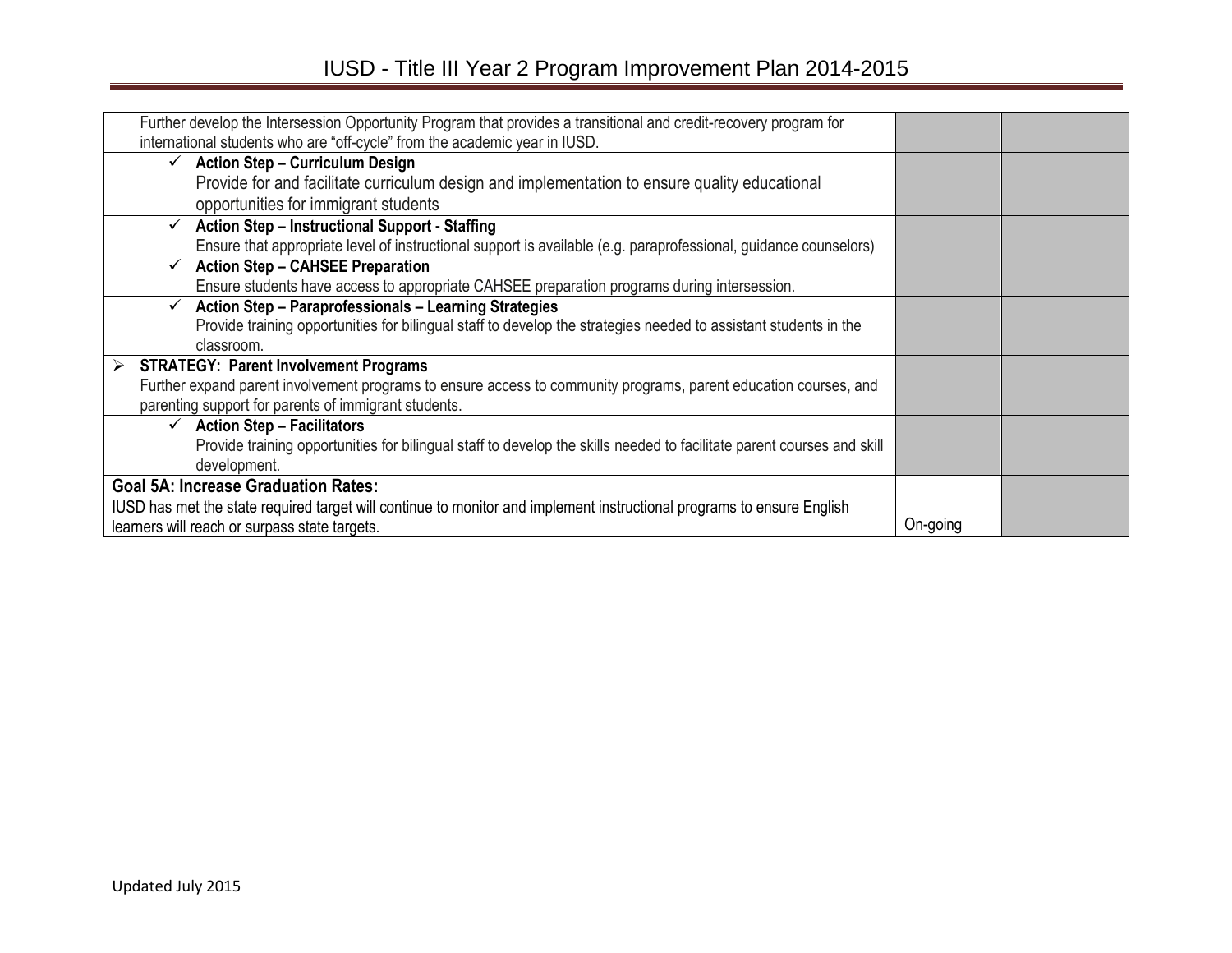| | | |
|---|---|---|
| Further develop the Intersession Opportunity Program that provides a transitional and credit-recovery program for international students who are "off-cycle" from the academic year in IUSD. | | |
| ✓ **Action Step – Curriculum Design** Provide for and facilitate curriculum design and implementation to ensure quality educational opportunities for immigrant students | | |
| ✓ **Action Step – Instructional Support - Staffing** Ensure that appropriate level of instructional support is available (e.g. paraprofessional, guidance counselors) | | |
| ✓ **Action Step – CAHSEE Preparation** Ensure students have access to appropriate CAHSEE preparation programs during intersession. | | |
| ✓ **Action Step – Paraprofessionals – Learning Strategies** Provide training opportunities for bilingual staff to develop the strategies needed to assistant students in the classroom. | | |
| ➢ **STRATEGY: Parent Involvement Programs** Further expand parent involvement programs to ensure access to community programs, parent education courses, and parenting support for parents of immigrant students. | | |
| ✓ **Action Step – Facilitators** Provide training opportunities for bilingual staff to develop the skills needed to facilitate parent courses and skill development. | | |
| **Goal 5A: Increase Graduation Rates:** IUSD has met the state required target will continue to monitor and implement instructional programs to ensure English learners will reach or surpass state targets. | On-going | |

Updated July 2015